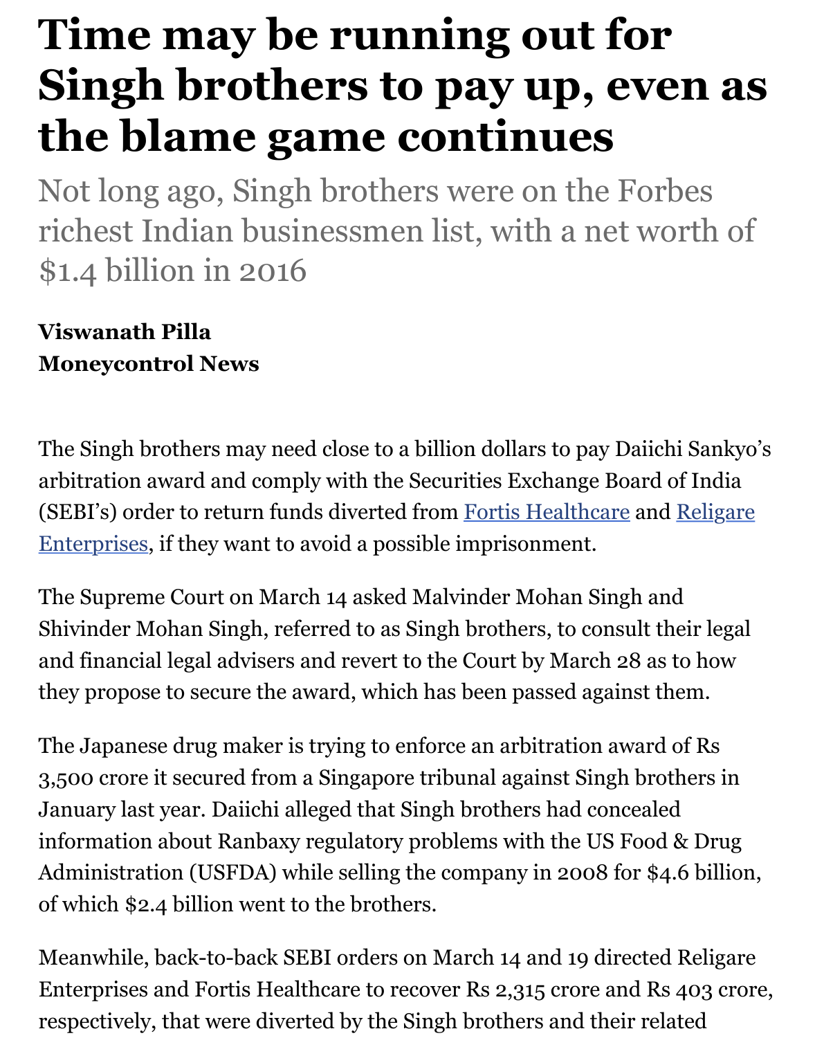# Time may be running out for Singh brothers to pay up, even as the blame game continues

Not long ago, Singh brothers were on the Forbes richest Indian businessmen list, with a net worth of $1.4 billion in 2016

**Viswanath Pilla**
**Moneycontrol News**

The Singh brothers may need close to a billion dollars to pay Daiichi Sankyo's arbitration award and comply with the Securities Exchange Board of India (SEBI's) order to return funds diverted from Fortis Healthcare and Religare Enterprises, if they want to avoid a possible imprisonment.

The Supreme Court on March 14 asked Malvinder Mohan Singh and Shivinder Mohan Singh, referred to as Singh brothers, to consult their legal and financial legal advisers and revert to the Court by March 28 as to how they propose to secure the award, which has been passed against them.

The Japanese drug maker is trying to enforce an arbitration award of Rs 3,500 crore it secured from a Singapore tribunal against Singh brothers in January last year. Daiichi alleged that Singh brothers had concealed information about Ranbaxy regulatory problems with the US Food & Drug Administration (USFDA) while selling the company in 2008 for $4.6 billion, of which $2.4 billion went to the brothers.

Meanwhile, back-to-back SEBI orders on March 14 and 19 directed Religare Enterprises and Fortis Healthcare to recover Rs 2,315 crore and Rs 403 crore, respectively, that were diverted by the Singh brothers and their related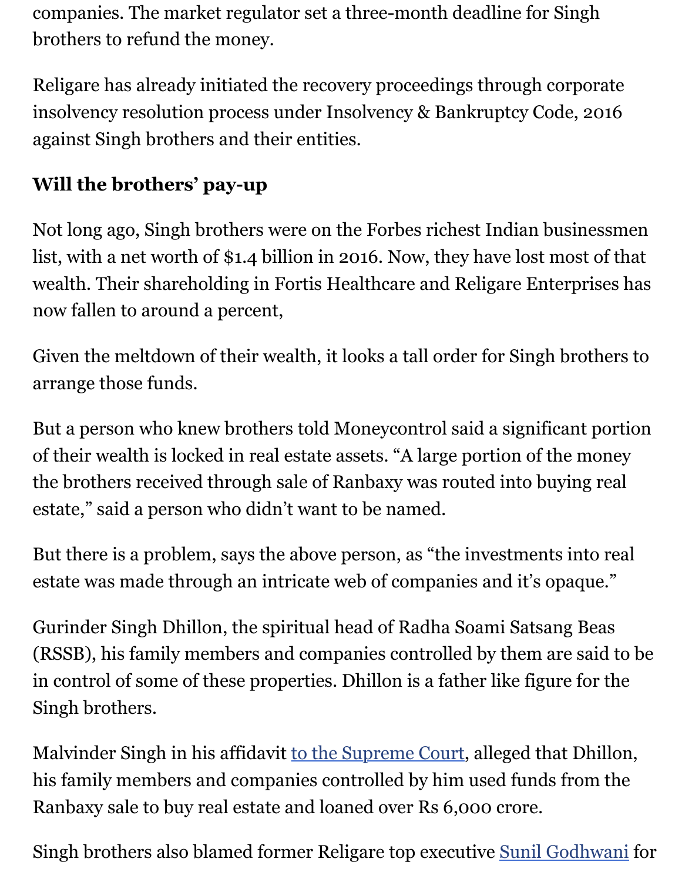companies. The market regulator set a three-month deadline for Singh brothers to refund the money.

Religare has already initiated the recovery proceedings through corporate insolvency resolution process under Insolvency & Bankruptcy Code, 2016 against Singh brothers and their entities.

**Will the brothers' pay-up**

Not long ago, Singh brothers were on the Forbes richest Indian businessmen list, with a net worth of $1.4 billion in 2016. Now, they have lost most of that wealth. Their shareholding in Fortis Healthcare and Religare Enterprises has now fallen to around a percent,

Given the meltdown of their wealth, it looks a tall order for Singh brothers to arrange those funds.

But a person who knew brothers told Moneycontrol said a significant portion of their wealth is locked in real estate assets. "A large portion of the money the brothers received through sale of Ranbaxy was routed into buying real estate," said a person who didn't want to be named.

But there is a problem, says the above person, as "the investments into real estate was made through an intricate web of companies and it's opaque."

Gurinder Singh Dhillon, the spiritual head of Radha Soami Satsang Beas (RSSB), his family members and companies controlled by them are said to be in control of some of these properties. Dhillon is a father like figure for the Singh brothers.

Malvinder Singh in his affidavit [to the Supreme Court](), alleged that Dhillon, his family members and companies controlled by him used funds from the Ranbaxy sale to buy real estate and loaned over Rs 6,000 crore.

Singh brothers also blamed former Religare top executive [Sunil Godhwani]() for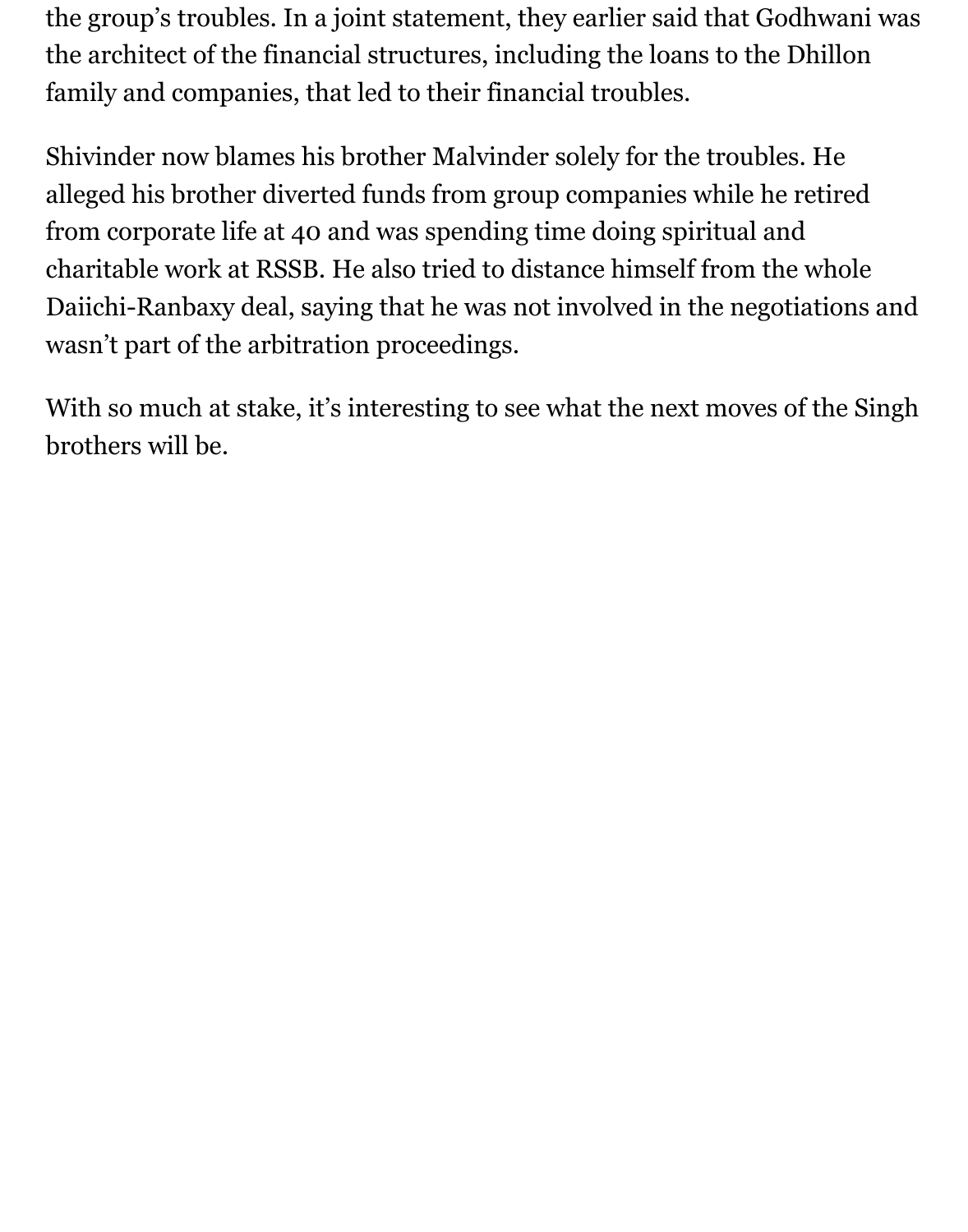the group's troubles. In a joint statement, they earlier said that Godhwani was the architect of the financial structures, including the loans to the Dhillon family and companies, that led to their financial troubles.

Shivinder now blames his brother Malvinder solely for the troubles. He alleged his brother diverted funds from group companies while he retired from corporate life at 40 and was spending time doing spiritual and charitable work at RSSB. He also tried to distance himself from the whole Daiichi-Ranbaxy deal, saying that he was not involved in the negotiations and wasn't part of the arbitration proceedings.

With so much at stake, it's interesting to see what the next moves of the Singh brothers will be.